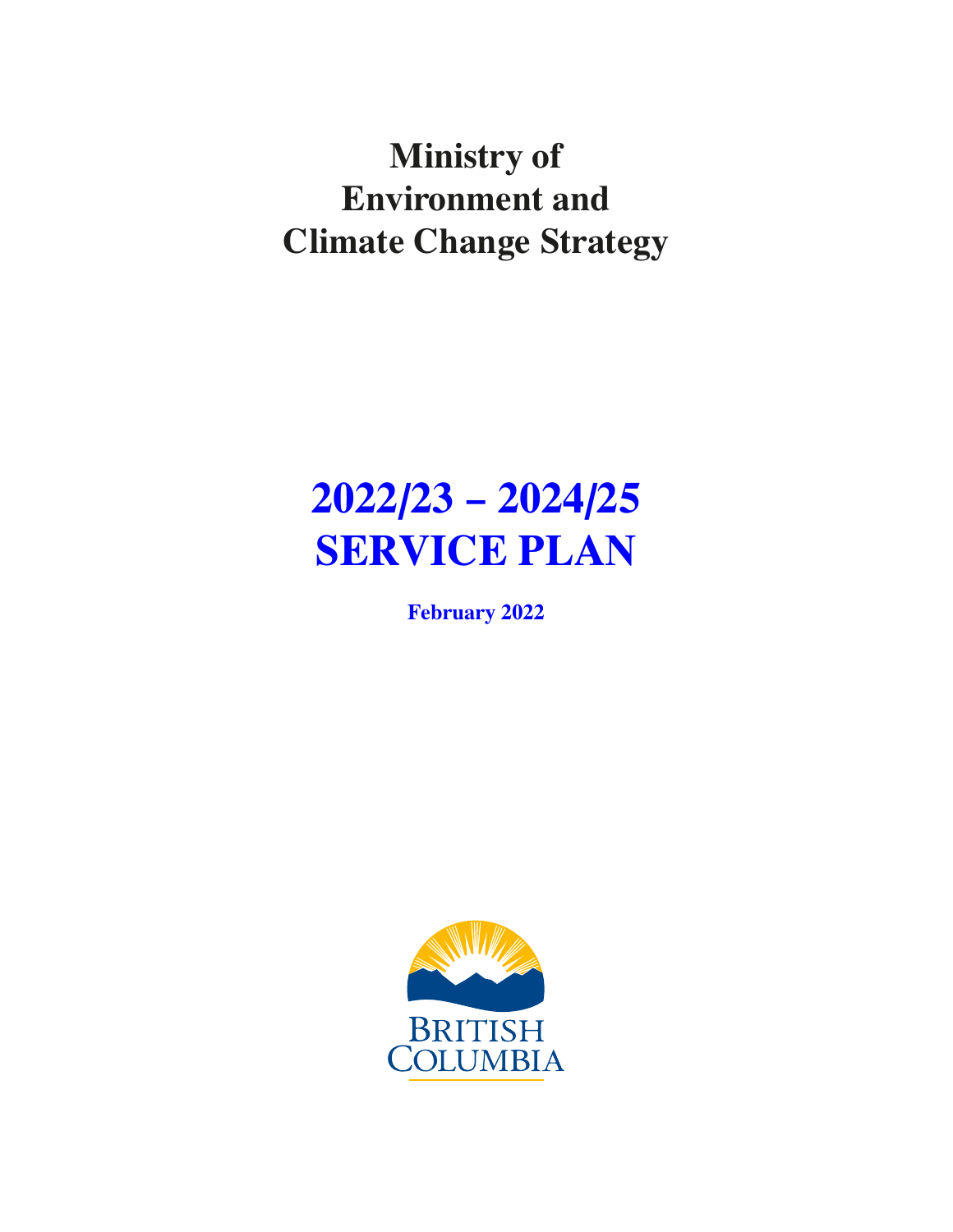# Ministry of Environment and Climate Change Strategy

# 2022/23 – 2024/25 SERVICE PLAN

**February 2022**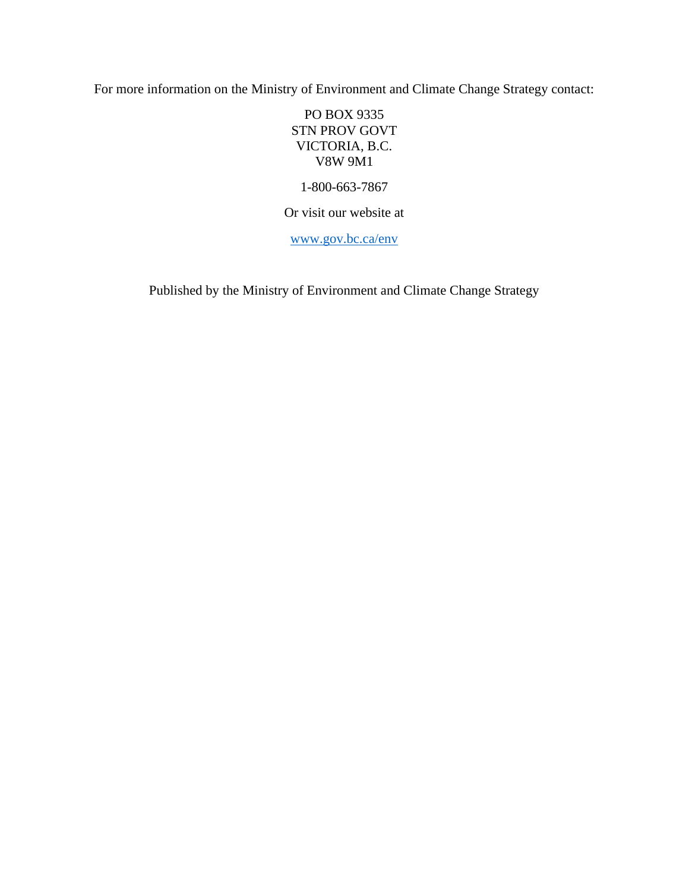For more information on the Ministry of Environment and Climate Change Strategy contact:

PO BOX 9335
STN PROV GOVT
VICTORIA, B.C.
V8W 9M1

1-800-663-7867

Or visit our website at

[www.gov.bc.ca/env](http://www.gov.bc.ca/env)

Published by the Ministry of Environment and Climate Change Strategy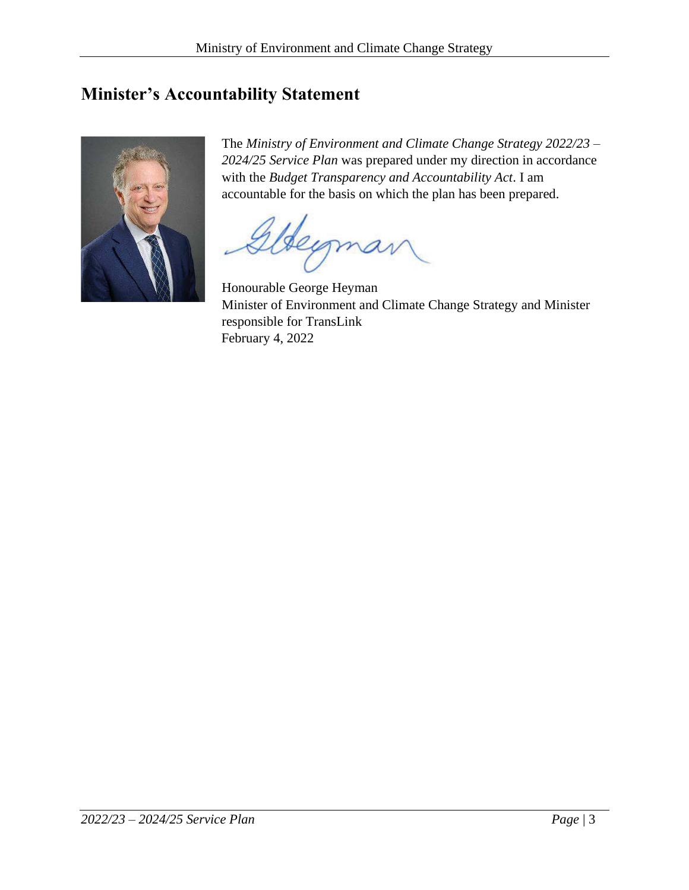## Minister's Accountability Statement

The *Ministry of Environment and Climate Change Strategy 2022/23 – 2024/25 Service Plan* was prepared under my direction in accordance with the *Budget Transparency and Accountability Act*. I am accountable for the basis on which the plan has been prepared.

Honourable George Heyman
Minister of Environment and Climate Change Strategy and Minister responsible for TransLink
February 4, 2022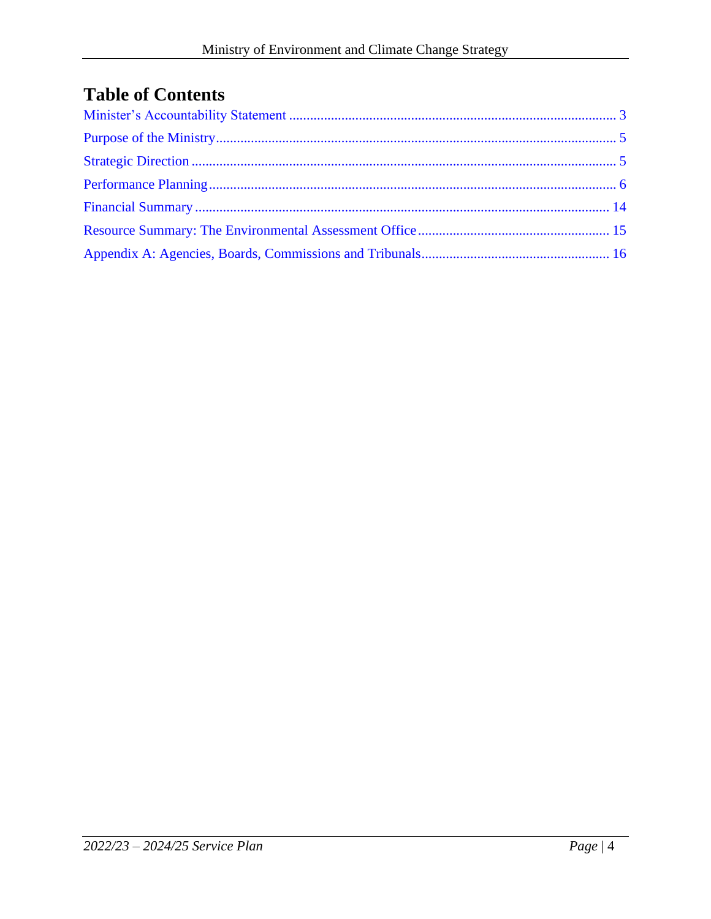# Table of Contents

Minister's Accountability Statement ............................................................................................. 3

Purpose of the Ministry................................................................................................................... 5

Strategic Direction ........................................................................................................................ 5

Performance Planning..................................................................................................................... 6

Financial Summary ....................................................................................................................... 14

Resource Summary: The Environmental Assessment Office...................................................... 15

Appendix A: Agencies, Boards, Commissions and Tribunals..................................................... 16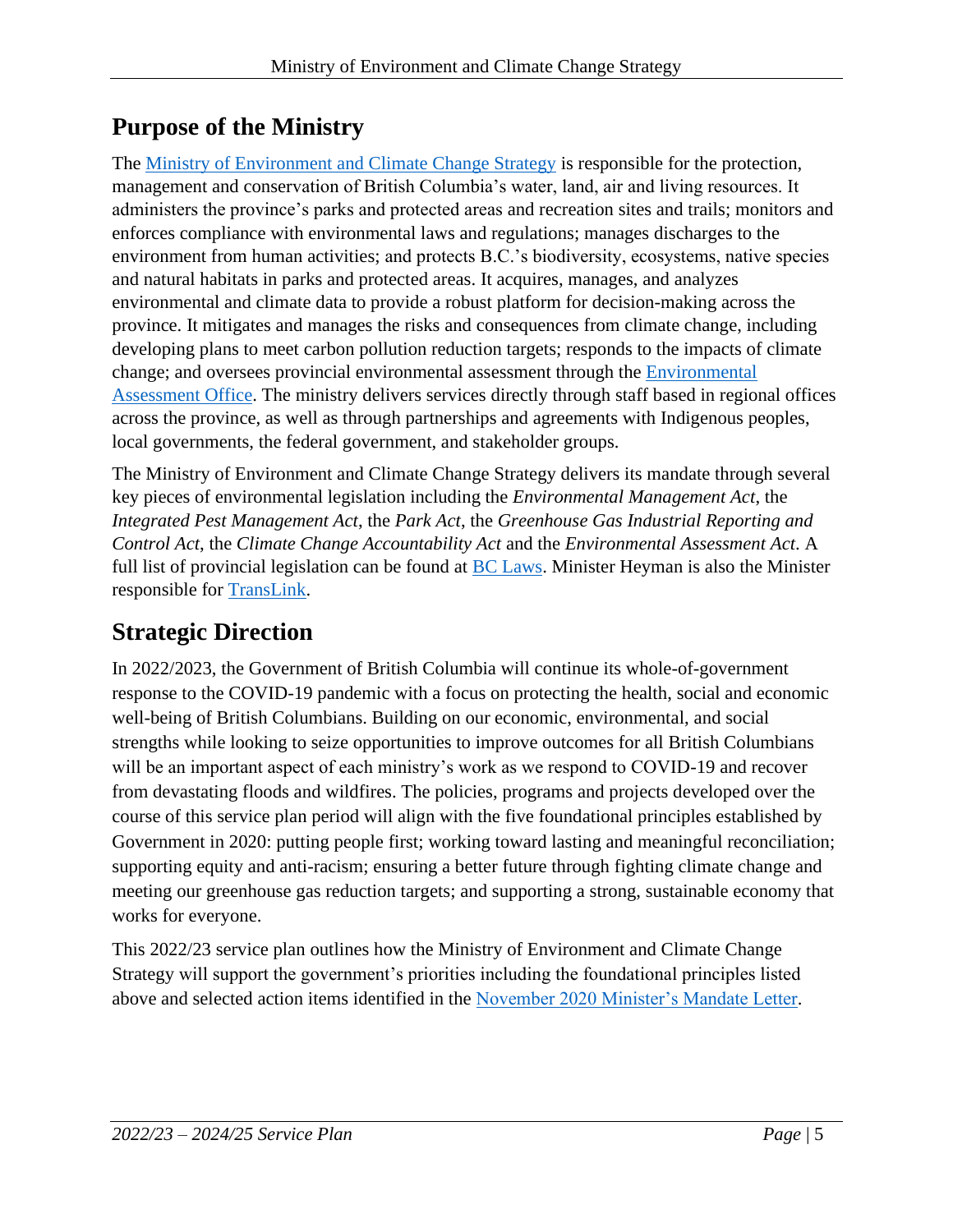## Purpose of the Ministry

The Ministry of Environment and Climate Change Strategy is responsible for the protection, management and conservation of British Columbia's water, land, air and living resources. It administers the province's parks and protected areas and recreation sites and trails; monitors and enforces compliance with environmental laws and regulations; manages discharges to the environment from human activities; and protects B.C.'s biodiversity, ecosystems, native species and natural habitats in parks and protected areas. It acquires, manages, and analyzes environmental and climate data to provide a robust platform for decision-making across the province. It mitigates and manages the risks and consequences from climate change, including developing plans to meet carbon pollution reduction targets; responds to the impacts of climate change; and oversees provincial environmental assessment through the Environmental Assessment Office. The ministry delivers services directly through staff based in regional offices across the province, as well as through partnerships and agreements with Indigenous peoples, local governments, the federal government, and stakeholder groups.

The Ministry of Environment and Climate Change Strategy delivers its mandate through several key pieces of environmental legislation including the *Environmental Management Act*, the *Integrated Pest Management Act*, the *Park Act*, the *Greenhouse Gas Industrial Reporting and Control Act*, the *Climate Change Accountability Act* and the *Environmental Assessment Act*. A full list of provincial legislation can be found at BC Laws. Minister Heyman is also the Minister responsible for TransLink.

## Strategic Direction

In 2022/2023, the Government of British Columbia will continue its whole-of-government response to the COVID-19 pandemic with a focus on protecting the health, social and economic well-being of British Columbians. Building on our economic, environmental, and social strengths while looking to seize opportunities to improve outcomes for all British Columbians will be an important aspect of each ministry's work as we respond to COVID-19 and recover from devastating floods and wildfires. The policies, programs and projects developed over the course of this service plan period will align with the five foundational principles established by Government in 2020: putting people first; working toward lasting and meaningful reconciliation; supporting equity and anti-racism; ensuring a better future through fighting climate change and meeting our greenhouse gas reduction targets; and supporting a strong, sustainable economy that works for everyone.

This 2022/23 service plan outlines how the Ministry of Environment and Climate Change Strategy will support the government's priorities including the foundational principles listed above and selected action items identified in the November 2020 Minister's Mandate Letter.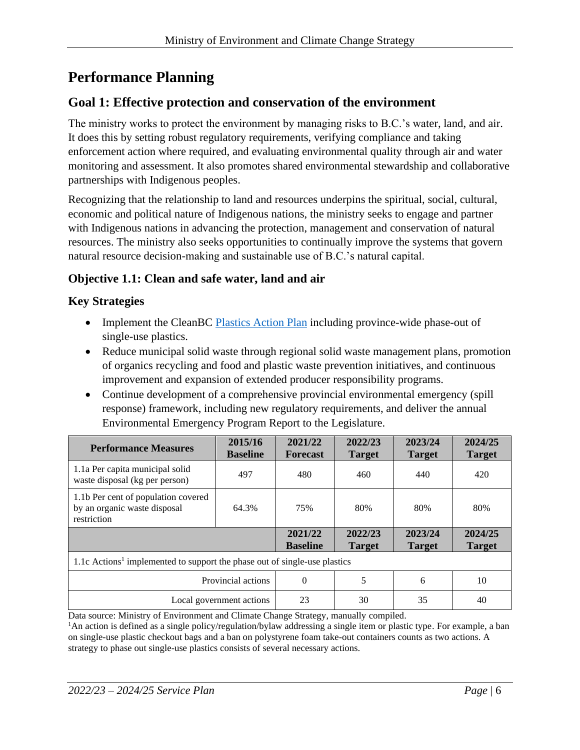# Performance Planning

## Goal 1: Effective protection and conservation of the environment

The ministry works to protect the environment by managing risks to B.C.'s water, land, and air. It does this by setting robust regulatory requirements, verifying compliance and taking enforcement action where required, and evaluating environmental quality through air and water monitoring and assessment. It also promotes shared environmental stewardship and collaborative partnerships with Indigenous peoples.

Recognizing that the relationship to land and resources underpins the spiritual, social, cultural, economic and political nature of Indigenous nations, the ministry seeks to engage and partner with Indigenous nations in advancing the protection, management and conservation of natural resources. The ministry also seeks opportunities to continually improve the systems that govern natural resource decision-making and sustainable use of B.C.'s natural capital.

### Objective 1.1: Clean and safe water, land and air

### Key Strategies

- Implement the CleanBC [Plastics Action Plan](#) including province-wide phase-out of single-use plastics.
- Reduce municipal solid waste through regional solid waste management plans, promotion of organics recycling and food and plastic waste prevention initiatives, and continuous improvement and expansion of extended producer responsibility programs.
- Continue development of a comprehensive provincial environmental emergency (spill response) framework, including new regulatory requirements, and deliver the annual Environmental Emergency Program Report to the Legislature.

| Performance Measures | 2015/16 Baseline | 2021/22 Forecast | 2022/23 Target | 2023/24 Target | 2024/25 Target |
|---|---|---|---|---|---|
| 1.1a Per capita municipal solid waste disposal (kg per person) | 497 | 480 | 460 | 440 | 420 |
| 1.1b Per cent of population covered by an organic waste disposal restriction | 64.3% | 75% | 80% | 80% | 80% |
| | | **2021/22 Baseline** | **2022/23 Target** | **2023/24 Target** | **2024/25 Target** |
| 1.1c Actions[1] implemented to support the phase out of single-use plastics | | | | | |
| Provincial actions | | 0 | 5 | 6 | 10 |
| Local government actions | | 23 | 30 | 35 | 40 |

Data source: Ministry of Environment and Climate Change Strategy, manually compiled.

[1]An action is defined as a single policy/regulation/bylaw addressing a single item or plastic type. For example, a ban on single-use plastic checkout bags and a ban on polystyrene foam take-out containers counts as two actions. A strategy to phase out single-use plastics consists of several necessary actions.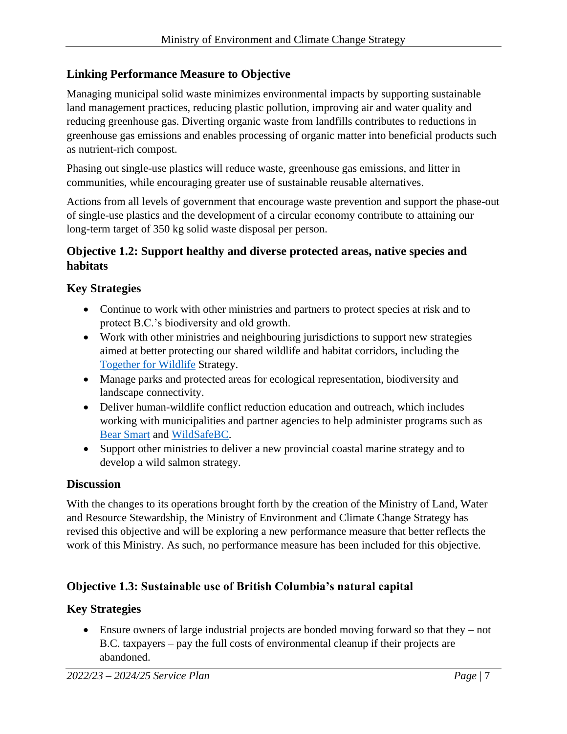### Linking Performance Measure to Objective

Managing municipal solid waste minimizes environmental impacts by supporting sustainable land management practices, reducing plastic pollution, improving air and water quality and reducing greenhouse gas. Diverting organic waste from landfills contributes to reductions in greenhouse gas emissions and enables processing of organic matter into beneficial products such as nutrient-rich compost.

Phasing out single-use plastics will reduce waste, greenhouse gas emissions, and litter in communities, while encouraging greater use of sustainable reusable alternatives.

Actions from all levels of government that encourage waste prevention and support the phase-out of single-use plastics and the development of a circular economy contribute to attaining our long-term target of 350 kg solid waste disposal per person.

## Objective 1.2: Support healthy and diverse protected areas, native species and habitats

### Key Strategies

- Continue to work with other ministries and partners to protect species at risk and to protect B.C.'s biodiversity and old growth.
- Work with other ministries and neighbouring jurisdictions to support new strategies aimed at better protecting our shared wildlife and habitat corridors, including the Together for Wildlife Strategy.
- Manage parks and protected areas for ecological representation, biodiversity and landscape connectivity.
- Deliver human-wildlife conflict reduction education and outreach, which includes working with municipalities and partner agencies to help administer programs such as Bear Smart and WildSafeBC.
- Support other ministries to deliver a new provincial coastal marine strategy and to develop a wild salmon strategy.

### Discussion

With the changes to its operations brought forth by the creation of the Ministry of Land, Water and Resource Stewardship, the Ministry of Environment and Climate Change Strategy has revised this objective and will be exploring a new performance measure that better reflects the work of this Ministry. As such, no performance measure has been included for this objective.

## Objective 1.3: Sustainable use of British Columbia's natural capital

### Key Strategies

- Ensure owners of large industrial projects are bonded moving forward so that they – not B.C. taxpayers – pay the full costs of environmental cleanup if their projects are abandoned.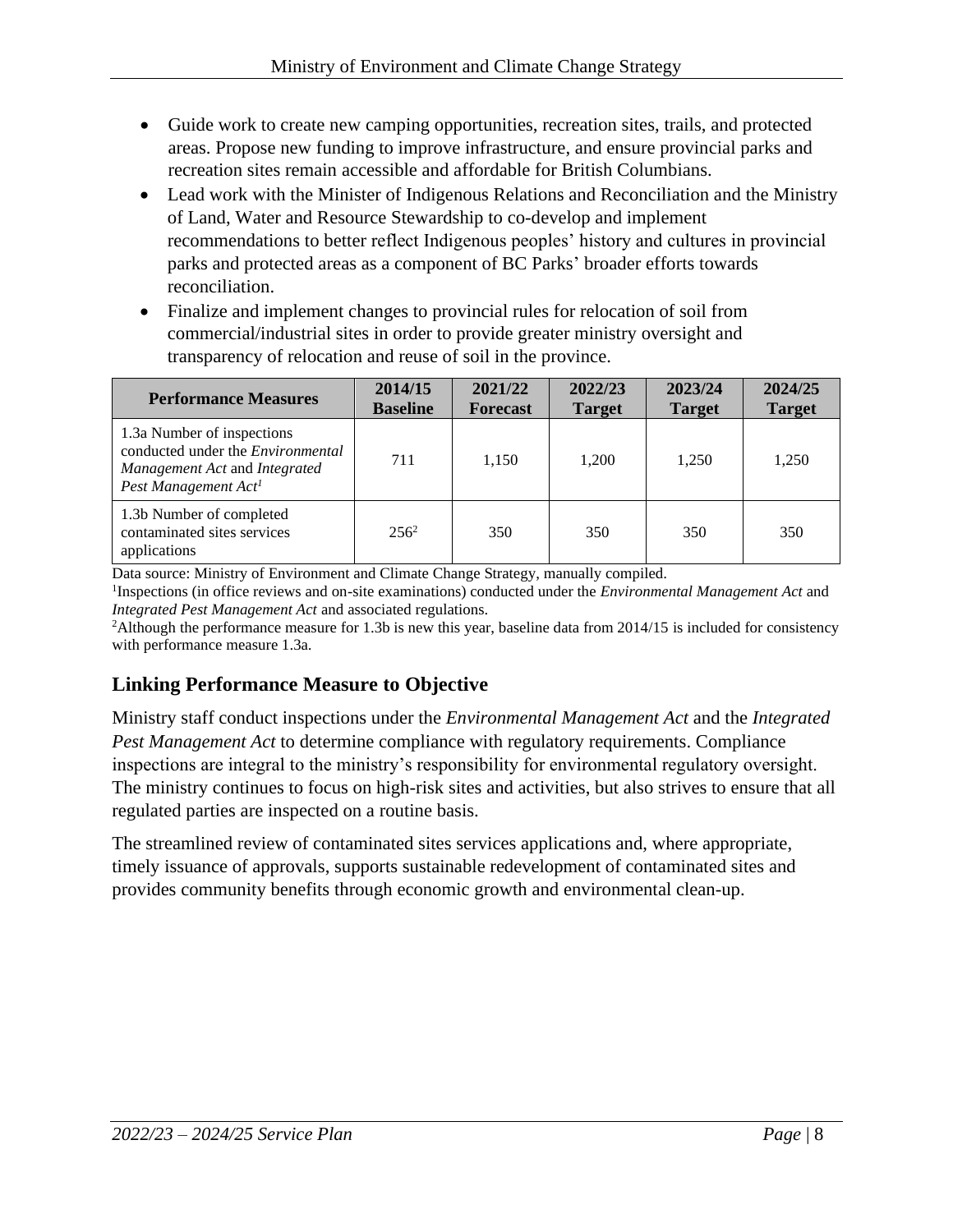- Guide work to create new camping opportunities, recreation sites, trails, and protected areas. Propose new funding to improve infrastructure, and ensure provincial parks and recreation sites remain accessible and affordable for British Columbians.
- Lead work with the Minister of Indigenous Relations and Reconciliation and the Ministry of Land, Water and Resource Stewardship to co-develop and implement recommendations to better reflect Indigenous peoples' history and cultures in provincial parks and protected areas as a component of BC Parks' broader efforts towards reconciliation.
- Finalize and implement changes to provincial rules for relocation of soil from commercial/industrial sites in order to provide greater ministry oversight and transparency of relocation and reuse of soil in the province.

| Performance Measures | 2014/15 Baseline | 2021/22 Forecast | 2022/23 Target | 2023/24 Target | 2024/25 Target |
|---|---|---|---|---|---|
| 1.3a Number of inspections conducted under the *Environmental Management Act* and *Integrated Pest Management Act*[1] | 711 | 1,150 | 1,200 | 1,250 | 1,250 |
| 1.3b Number of completed contaminated sites services applications | 256[2] | 350 | 350 | 350 | 350 |

Data source: Ministry of Environment and Climate Change Strategy, manually compiled.

[1]Inspections (in office reviews and on-site examinations) conducted under the *Environmental Management Act* and *Integrated Pest Management Act* and associated regulations.

[2]Although the performance measure for 1.3b is new this year, baseline data from 2014/15 is included for consistency with performance measure 1.3a.

## Linking Performance Measure to Objective

Ministry staff conduct inspections under the *Environmental Management Act* and the *Integrated Pest Management Act* to determine compliance with regulatory requirements. Compliance inspections are integral to the ministry's responsibility for environmental regulatory oversight. The ministry continues to focus on high-risk sites and activities, but also strives to ensure that all regulated parties are inspected on a routine basis.

The streamlined review of contaminated sites services applications and, where appropriate, timely issuance of approvals, supports sustainable redevelopment of contaminated sites and provides community benefits through economic growth and environmental clean-up.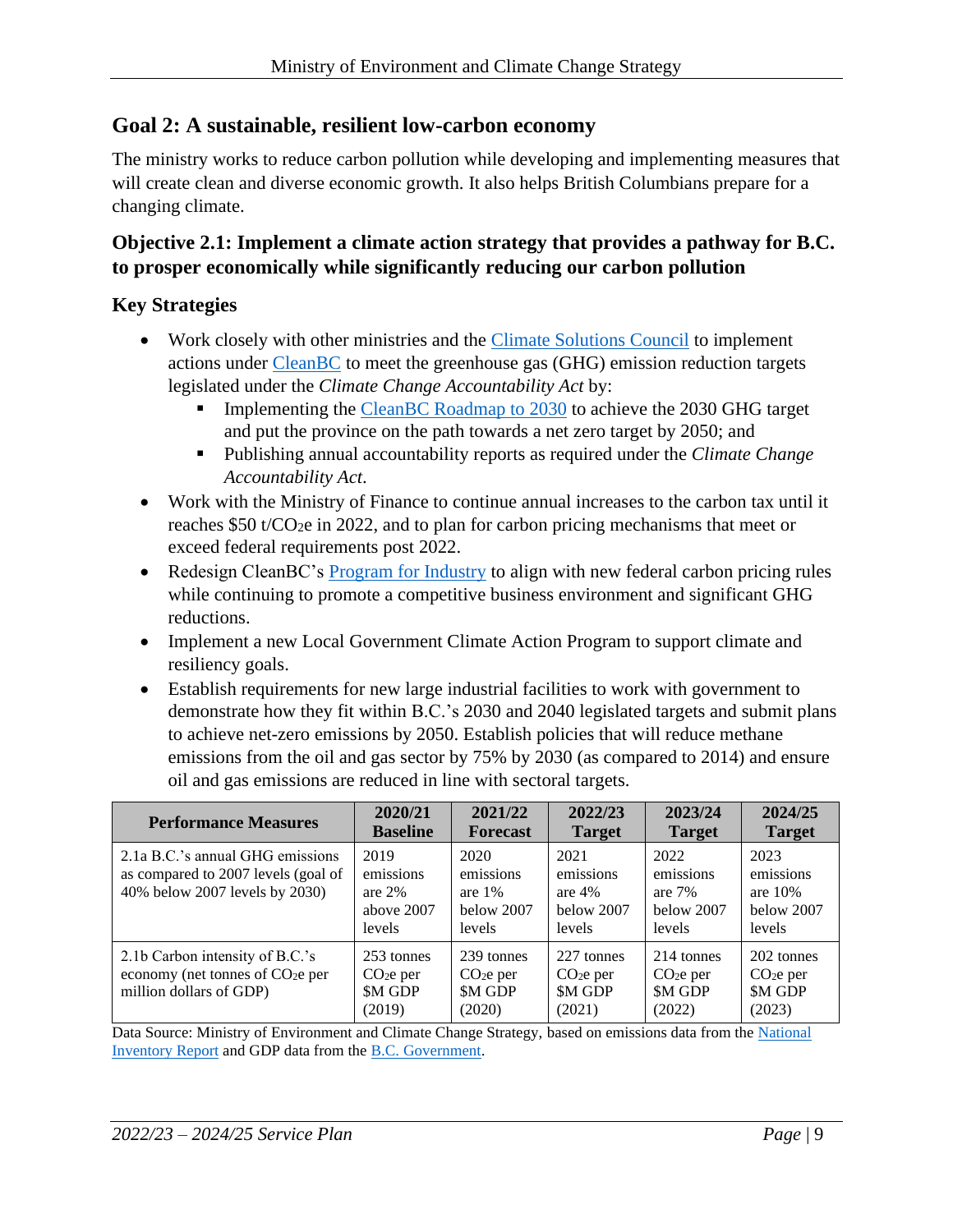## Goal 2: A sustainable, resilient low-carbon economy

The ministry works to reduce carbon pollution while developing and implementing measures that will create clean and diverse economic growth. It also helps British Columbians prepare for a changing climate.

### Objective 2.1: Implement a climate action strategy that provides a pathway for B.C. to prosper economically while significantly reducing our carbon pollution

### Key Strategies

- Work closely with other ministries and the Climate Solutions Council to implement actions under CleanBC to meet the greenhouse gas (GHG) emission reduction targets legislated under the *Climate Change Accountability Act* by:
  - Implementing the CleanBC Roadmap to 2030 to achieve the 2030 GHG target and put the province on the path towards a net zero target by 2050; and
  - Publishing annual accountability reports as required under the *Climate Change Accountability Act*.
- Work with the Ministry of Finance to continue annual increases to the carbon tax until it reaches \$50 t/$CO_2$e in 2022, and to plan for carbon pricing mechanisms that meet or exceed federal requirements post 2022.
- Redesign CleanBC's Program for Industry to align with new federal carbon pricing rules while continuing to promote a competitive business environment and significant GHG reductions.
- Implement a new Local Government Climate Action Program to support climate and resiliency goals.
- Establish requirements for new large industrial facilities to work with government to demonstrate how they fit within B.C.'s 2030 and 2040 legislated targets and submit plans to achieve net-zero emissions by 2050. Establish policies that will reduce methane emissions from the oil and gas sector by 75% by 2030 (as compared to 2014) and ensure oil and gas emissions are reduced in line with sectoral targets.

| Performance Measures | 2020/21 Baseline | 2021/22 Forecast | 2022/23 Target | 2023/24 Target | 2024/25 Target |
|---|---|---|---|---|---|
| 2.1a B.C.'s annual GHG emissions as compared to 2007 levels (goal of 40% below 2007 levels by 2030) | 2019 emissions are 2% above 2007 levels | 2020 emissions are 1% below 2007 levels | 2021 emissions are 4% below 2007 levels | 2022 emissions are 7% below 2007 levels | 2023 emissions are 10% below 2007 levels |
| 2.1b Carbon intensity of B.C.'s economy (net tonnes of $CO_2$e per million dollars of GDP) | 253 tonnes $CO_2$e per \$M GDP (2019) | 239 tonnes $CO_2$e per \$M GDP (2020) | 227 tonnes $CO_2$e per \$M GDP (2021) | 214 tonnes $CO_2$e per \$M GDP (2022) | 202 tonnes $CO_2$e per \$M GDP (2023) |

Data Source: Ministry of Environment and Climate Change Strategy, based on emissions data from the National Inventory Report and GDP data from the B.C. Government.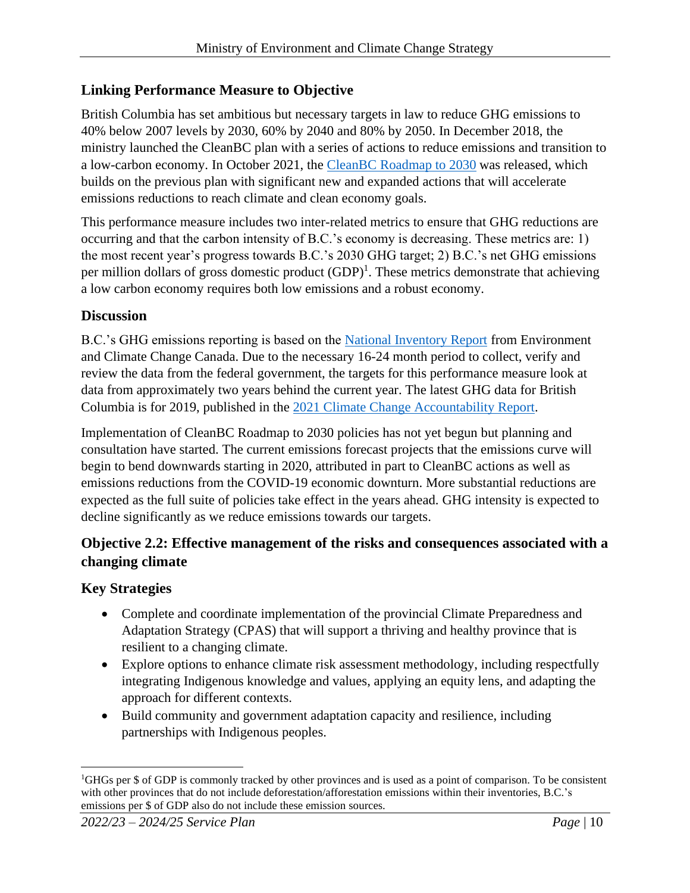### Linking Performance Measure to Objective

British Columbia has set ambitious but necessary targets in law to reduce GHG emissions to 40% below 2007 levels by 2030, 60% by 2040 and 80% by 2050. In December 2018, the ministry launched the CleanBC plan with a series of actions to reduce emissions and transition to a low-carbon economy. In October 2021, the [CleanBC Roadmap to 2030] was released, which builds on the previous plan with significant new and expanded actions that will accelerate emissions reductions to reach climate and clean economy goals.

This performance measure includes two inter-related metrics to ensure that GHG reductions are occurring and that the carbon intensity of B.C.'s economy is decreasing. These metrics are: 1) the most recent year's progress towards B.C.'s 2030 GHG target; 2) B.C.'s net GHG emissions per million dollars of gross domestic product (GDP)[1]. These metrics demonstrate that achieving a low carbon economy requires both low emissions and a robust economy.

### Discussion

B.C.'s GHG emissions reporting is based on the [National Inventory Report] from Environment and Climate Change Canada. Due to the necessary 16-24 month period to collect, verify and review the data from the federal government, the targets for this performance measure look at data from approximately two years behind the current year. The latest GHG data for British Columbia is for 2019, published in the [2021 Climate Change Accountability Report].

Implementation of CleanBC Roadmap to 2030 policies has not yet begun but planning and consultation have started. The current emissions forecast projects that the emissions curve will begin to bend downwards starting in 2020, attributed in part to CleanBC actions as well as emissions reductions from the COVID-19 economic downturn. More substantial reductions are expected as the full suite of policies take effect in the years ahead. GHG intensity is expected to decline significantly as we reduce emissions towards our targets.

## Objective 2.2: Effective management of the risks and consequences associated with a changing climate

### Key Strategies

- Complete and coordinate implementation of the provincial Climate Preparedness and Adaptation Strategy (CPAS) that will support a thriving and healthy province that is resilient to a changing climate.
- Explore options to enhance climate risk assessment methodology, including respectfully integrating Indigenous knowledge and values, applying an equity lens, and adapting the approach for different contexts.
- Build community and government adaptation capacity and resilience, including partnerships with Indigenous peoples.

---

[1] GHGs per $ of GDP is commonly tracked by other provinces and is used as a point of comparison. To be consistent with other provinces that do not include deforestation/afforestation emissions within their inventories, B.C.'s emissions per $ of GDP also do not include these emission sources.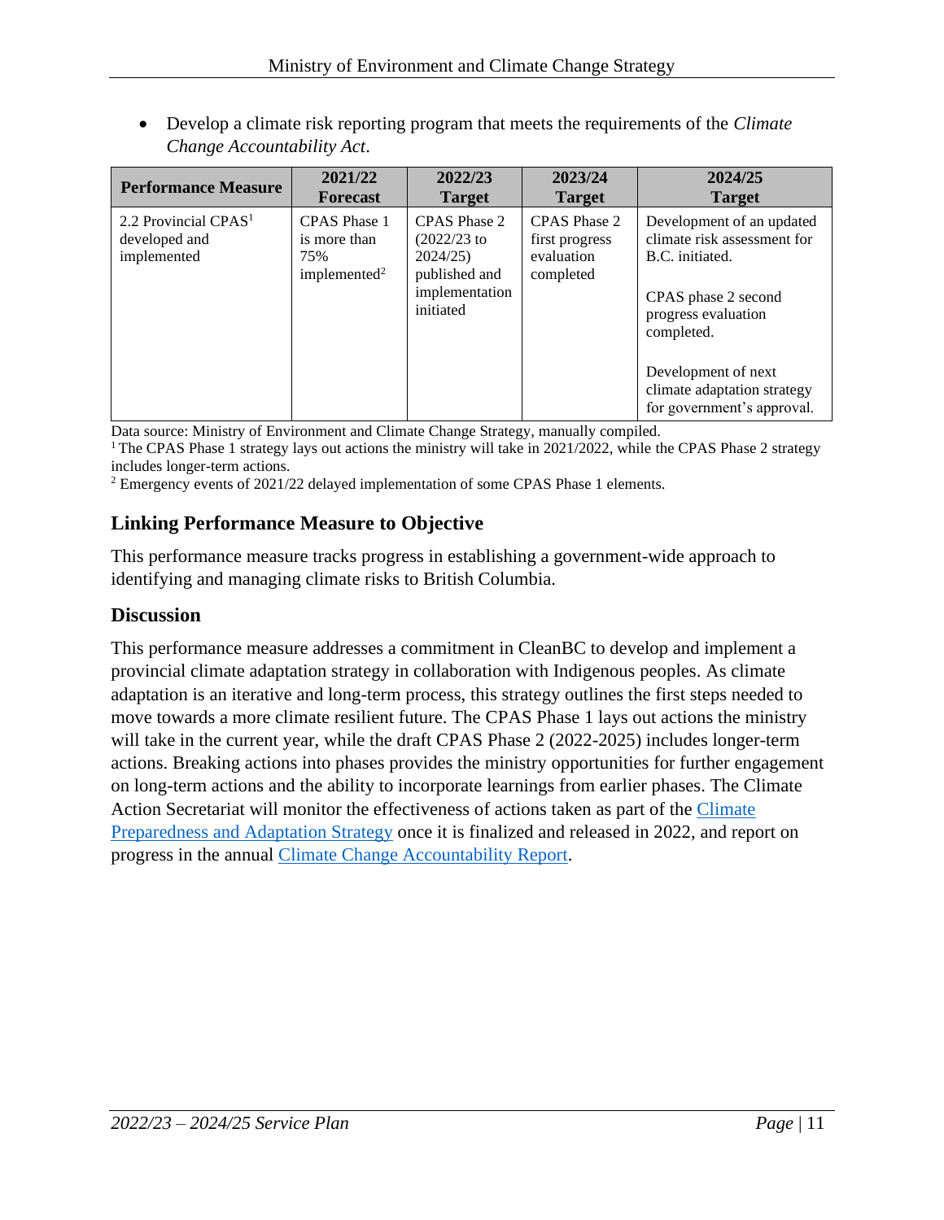- Develop a climate risk reporting program that meets the requirements of the *Climate Change Accountability Act*.

| Performance Measure | 2021/22 Forecast | 2022/23 Target | 2023/24 Target | 2024/25 Target |
|---|---|---|---|---|
| 2.2 Provincial CPAS[1] developed and implemented | CPAS Phase 1 is more than 75% implemented[2] | CPAS Phase 2 (2022/23 to 2024/25) published and implementation initiated | CPAS Phase 2 first progress evaluation completed | Development of an updated climate risk assessment for B.C. initiated. CPAS phase 2 second progress evaluation completed. Development of next climate adaptation strategy for government's approval. |

Data source: Ministry of Environment and Climate Change Strategy, manually compiled.
[1] The CPAS Phase 1 strategy lays out actions the ministry will take in 2021/2022, while the CPAS Phase 2 strategy includes longer-term actions.
[2] Emergency events of 2021/22 delayed implementation of some CPAS Phase 1 elements.

## Linking Performance Measure to Objective

This performance measure tracks progress in establishing a government-wide approach to identifying and managing climate risks to British Columbia.

## Discussion

This performance measure addresses a commitment in CleanBC to develop and implement a provincial climate adaptation strategy in collaboration with Indigenous peoples. As climate adaptation is an iterative and long-term process, this strategy outlines the first steps needed to move towards a more climate resilient future. The CPAS Phase 1 lays out actions the ministry will take in the current year, while the draft CPAS Phase 2 (2022-2025) includes longer-term actions. Breaking actions into phases provides the ministry opportunities for further engagement on long-term actions and the ability to incorporate learnings from earlier phases. The Climate Action Secretariat will monitor the effectiveness of actions taken as part of the Climate Preparedness and Adaptation Strategy once it is finalized and released in 2022, and report on progress in the annual Climate Change Accountability Report.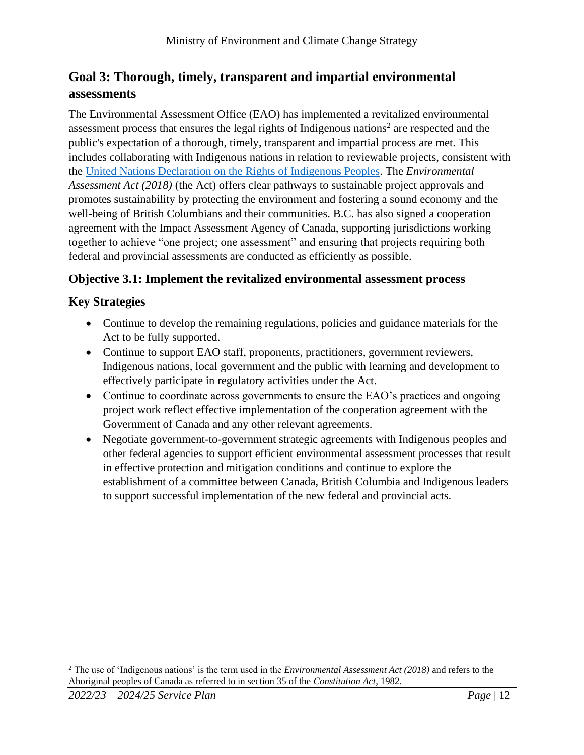## Goal 3: Thorough, timely, transparent and impartial environmental assessments

The Environmental Assessment Office (EAO) has implemented a revitalized environmental assessment process that ensures the legal rights of Indigenous nations[2] are respected and the public's expectation of a thorough, timely, transparent and impartial process are met. This includes collaborating with Indigenous nations in relation to reviewable projects, consistent with the United Nations Declaration on the Rights of Indigenous Peoples. The *Environmental Assessment Act (2018)* (the Act) offers clear pathways to sustainable project approvals and promotes sustainability by protecting the environment and fostering a sound economy and the well-being of British Columbians and their communities. B.C. has also signed a cooperation agreement with the Impact Assessment Agency of Canada, supporting jurisdictions working together to achieve "one project; one assessment" and ensuring that projects requiring both federal and provincial assessments are conducted as efficiently as possible.

### Objective 3.1: Implement the revitalized environmental assessment process

### Key Strategies

- Continue to develop the remaining regulations, policies and guidance materials for the Act to be fully supported.
- Continue to support EAO staff, proponents, practitioners, government reviewers, Indigenous nations, local government and the public with learning and development to effectively participate in regulatory activities under the Act.
- Continue to coordinate across governments to ensure the EAO's practices and ongoing project work reflect effective implementation of the cooperation agreement with the Government of Canada and any other relevant agreements.
- Negotiate government-to-government strategic agreements with Indigenous peoples and other federal agencies to support efficient environmental assessment processes that result in effective protection and mitigation conditions and continue to explore the establishment of a committee between Canada, British Columbia and Indigenous leaders to support successful implementation of the new federal and provincial acts.

---

[2] The use of 'Indigenous nations' is the term used in the *Environmental Assessment Act (2018)* and refers to the Aboriginal peoples of Canada as referred to in section 35 of the *Constitution Act*, 1982.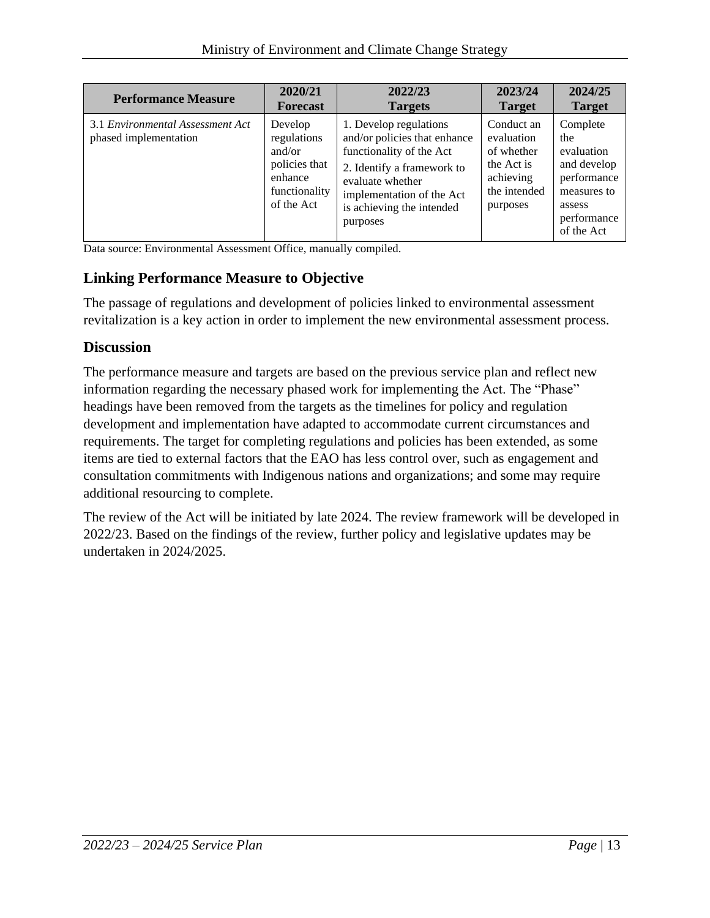| Performance Measure | 2020/21 Forecast | 2022/23 Targets | 2023/24 Target | 2024/25 Target |
|---|---|---|---|---|
| 3.1 *Environmental Assessment Act* phased implementation | Develop regulations and/or policies that enhance functionality of the Act | 1. Develop regulations and/or policies that enhance functionality of the Act<br>2. Identify a framework to evaluate whether implementation of the Act is achieving the intended purposes | Conduct an evaluation of whether the Act is achieving the intended purposes | Complete the evaluation and develop performance measures to assess performance of the Act |

Data source: Environmental Assessment Office, manually compiled.

## Linking Performance Measure to Objective

The passage of regulations and development of policies linked to environmental assessment revitalization is a key action in order to implement the new environmental assessment process.

## Discussion

The performance measure and targets are based on the previous service plan and reflect new information regarding the necessary phased work for implementing the Act. The "Phase" headings have been removed from the targets as the timelines for policy and regulation development and implementation have adapted to accommodate current circumstances and requirements. The target for completing regulations and policies has been extended, as some items are tied to external factors that the EAO has less control over, such as engagement and consultation commitments with Indigenous nations and organizations; and some may require additional resourcing to complete.

The review of the Act will be initiated by late 2024. The review framework will be developed in 2022/23. Based on the findings of the review, further policy and legislative updates may be undertaken in 2024/2025.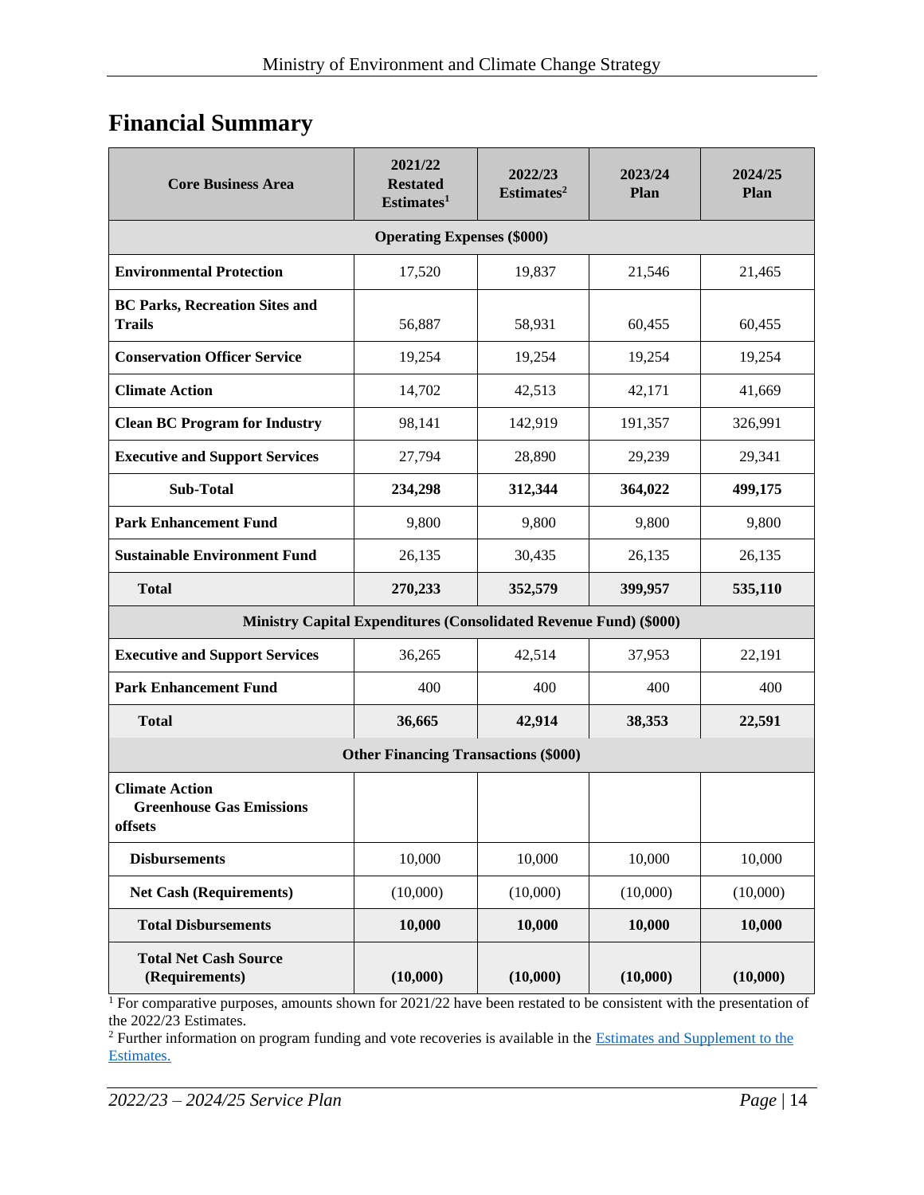## Financial Summary

| Core Business Area | 2021/22 Restated Estimates[1] | 2022/23 Estimates[2] | 2023/24 Plan | 2024/25 Plan |
|---|---|---|---|---|
| **Operating Expenses ($000)** | | | | |
| **Environmental Protection** | 17,520 | 19,837 | 21,546 | 21,465 |
| **BC Parks, Recreation Sites and Trails** | 56,887 | 58,931 | 60,455 | 60,455 |
| **Conservation Officer Service** | 19,254 | 19,254 | 19,254 | 19,254 |
| **Climate Action** | 14,702 | 42,513 | 42,171 | 41,669 |
| **Clean BC Program for Industry** | 98,141 | 142,919 | 191,357 | 326,991 |
| **Executive and Support Services** | 27,794 | 28,890 | 29,239 | 29,341 |
| **Sub-Total** | **234,298** | **312,344** | **364,022** | **499,175** |
| **Park Enhancement Fund** | 9,800 | 9,800 | 9,800 | 9,800 |
| **Sustainable Environment Fund** | 26,135 | 30,435 | 26,135 | 26,135 |
| **Total** | **270,233** | **352,579** | **399,957** | **535,110** |
| **Ministry Capital Expenditures (Consolidated Revenue Fund) ($000)** | | | | |
| **Executive and Support Services** | 36,265 | 42,514 | 37,953 | 22,191 |
| **Park Enhancement Fund** | 400 | 400 | 400 | 400 |
| **Total** | **36,665** | **42,914** | **38,353** | **22,591** |
| **Other Financing Transactions ($000)** | | | | |
| **Climate Action Greenhouse Gas Emissions offsets** | | | | |
| **Disbursements** | 10,000 | 10,000 | 10,000 | 10,000 |
| **Net Cash (Requirements)** | (10,000) | (10,000) | (10,000) | (10,000) |
| **Total Disbursements** | **10,000** | **10,000** | **10,000** | **10,000** |
| **Total Net Cash Source (Requirements)** | **(10,000)** | **(10,000)** | **(10,000)** | **(10,000)** |

[1] For comparative purposes, amounts shown for 2021/22 have been restated to be consistent with the presentation of the 2022/23 Estimates.

[2] Further information on program funding and vote recoveries is available in the Estimates and Supplement to the Estimates.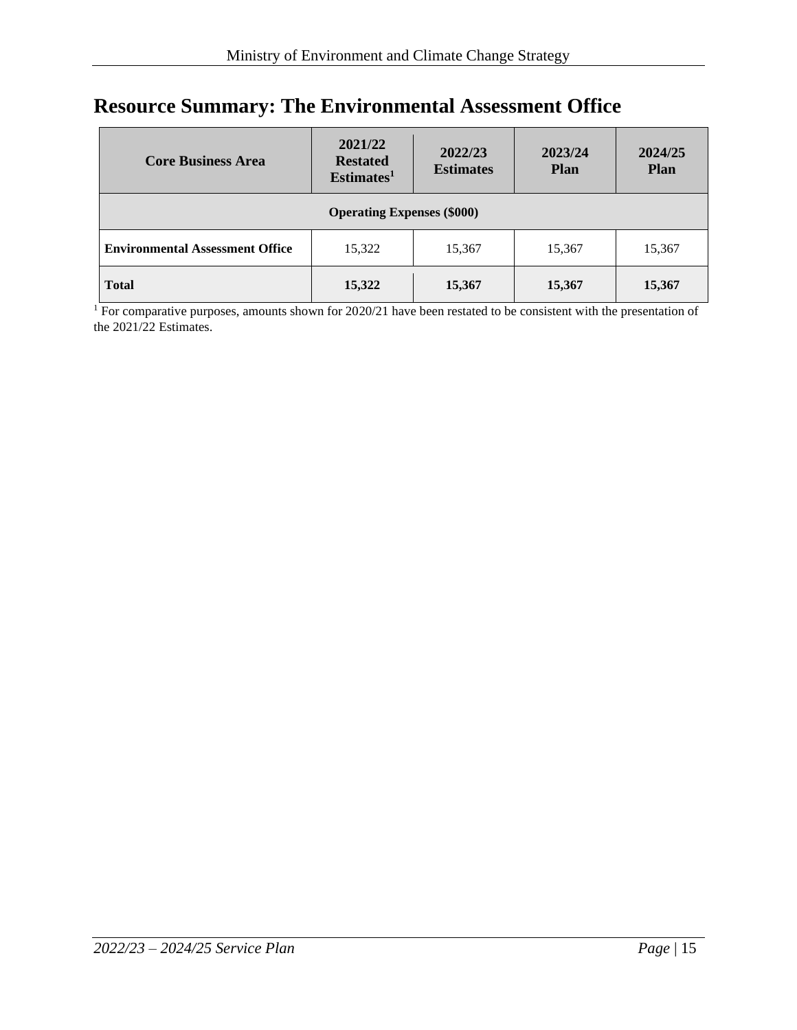# Resource Summary: The Environmental Assessment Office

| Core Business Area | 2021/22 Restated Estimates[1] | 2022/23 Estimates | 2023/24 Plan | 2024/25 Plan |
|---|---|---|---|---|
| **Operating Expenses ($000)** | | | | |
| **Environmental Assessment Office** | 15,322 | 15,367 | 15,367 | 15,367 |
| **Total** | **15,322** | **15,367** | **15,367** | **15,367** |

[1] For comparative purposes, amounts shown for 2020/21 have been restated to be consistent with the presentation of the 2021/22 Estimates.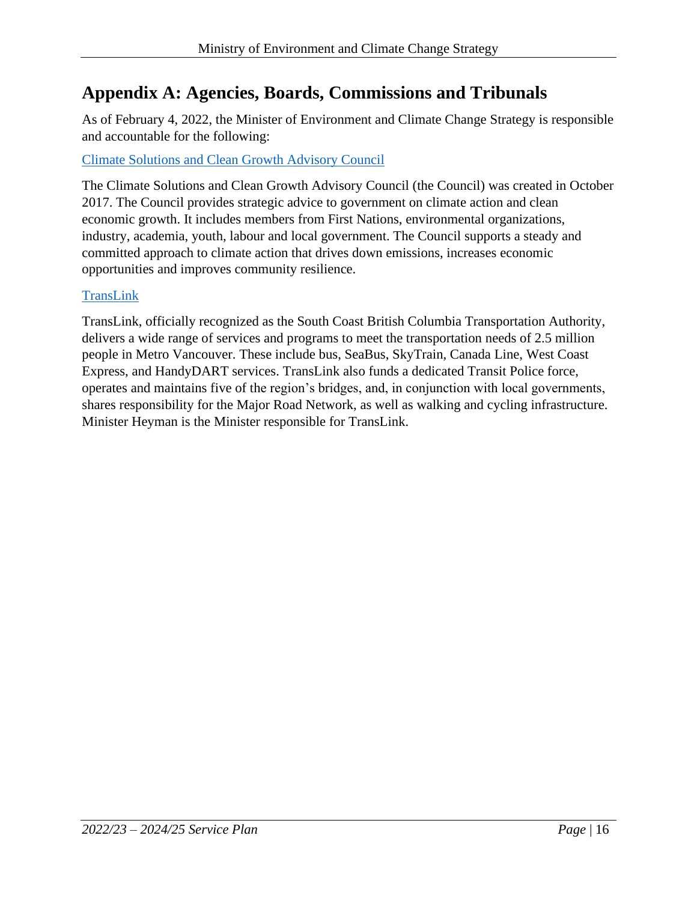# Appendix A: Agencies, Boards, Commissions and Tribunals

As of February 4, 2022, the Minister of Environment and Climate Change Strategy is responsible and accountable for the following:

Climate Solutions and Clean Growth Advisory Council

The Climate Solutions and Clean Growth Advisory Council (the Council) was created in October 2017. The Council provides strategic advice to government on climate action and clean economic growth. It includes members from First Nations, environmental organizations, industry, academia, youth, labour and local government. The Council supports a steady and committed approach to climate action that drives down emissions, increases economic opportunities and improves community resilience.

TransLink

TransLink, officially recognized as the South Coast British Columbia Transportation Authority, delivers a wide range of services and programs to meet the transportation needs of 2.5 million people in Metro Vancouver. These include bus, SeaBus, SkyTrain, Canada Line, West Coast Express, and HandyDART services. TransLink also funds a dedicated Transit Police force, operates and maintains five of the region's bridges, and, in conjunction with local governments, shares responsibility for the Major Road Network, as well as walking and cycling infrastructure. Minister Heyman is the Minister responsible for TransLink.